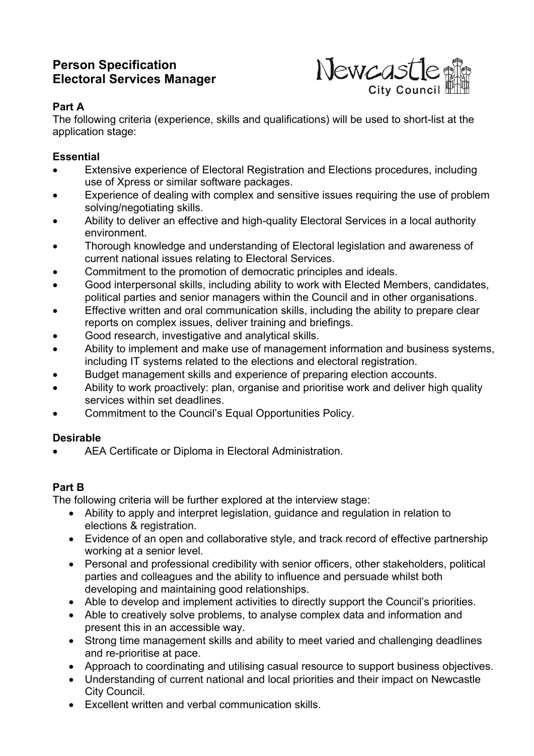# Person Specification
# Electoral Services Manager

Newcastle City Council

## Part A

The following criteria (experience, skills and qualifications) will be used to short-list at the application stage:

### Essential

- Extensive experience of Electoral Registration and Elections procedures, including use of Xpress or similar software packages.
- Experience of dealing with complex and sensitive issues requiring the use of problem solving/negotiating skills.
- Ability to deliver an effective and high-quality Electoral Services in a local authority environment.
- Thorough knowledge and understanding of Electoral legislation and awareness of current national issues relating to Electoral Services.
- Commitment to the promotion of democratic principles and ideals.
- Good interpersonal skills, including ability to work with Elected Members, candidates, political parties and senior managers within the Council and in other organisations.
- Effective written and oral communication skills, including the ability to prepare clear reports on complex issues, deliver training and briefings.
- Good research, investigative and analytical skills.
- Ability to implement and make use of management information and business systems, including IT systems related to the elections and electoral registration.
- Budget management skills and experience of preparing election accounts.
- Ability to work proactively: plan, organise and prioritise work and deliver high quality services within set deadlines.
- Commitment to the Council's Equal Opportunities Policy.

### Desirable

- AEA Certificate or Diploma in Electoral Administration.

## Part B

The following criteria will be further explored at the interview stage:

- Ability to apply and interpret legislation, guidance and regulation in relation to elections & registration.
- Evidence of an open and collaborative style, and track record of effective partnership working at a senior level.
- Personal and professional credibility with senior officers, other stakeholders, political parties and colleagues and the ability to influence and persuade whilst both developing and maintaining good relationships.
- Able to develop and implement activities to directly support the Council's priorities.
- Able to creatively solve problems, to analyse complex data and information and present this in an accessible way.
- Strong time management skills and ability to meet varied and challenging deadlines and re-prioritise at pace.
- Approach to coordinating and utilising casual resource to support business objectives.
- Understanding of current national and local priorities and their impact on Newcastle City Council.
- Excellent written and verbal communication skills.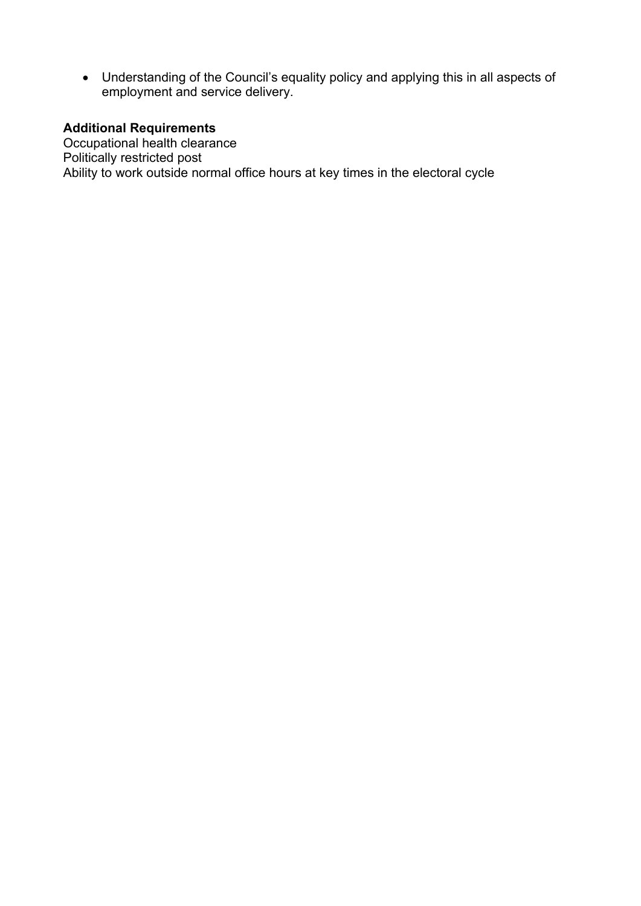- Understanding of the Council's equality policy and applying this in all aspects of employment and service delivery.

**Additional Requirements**

Occupational health clearance
Politically restricted post
Ability to work outside normal office hours at key times in the electoral cycle